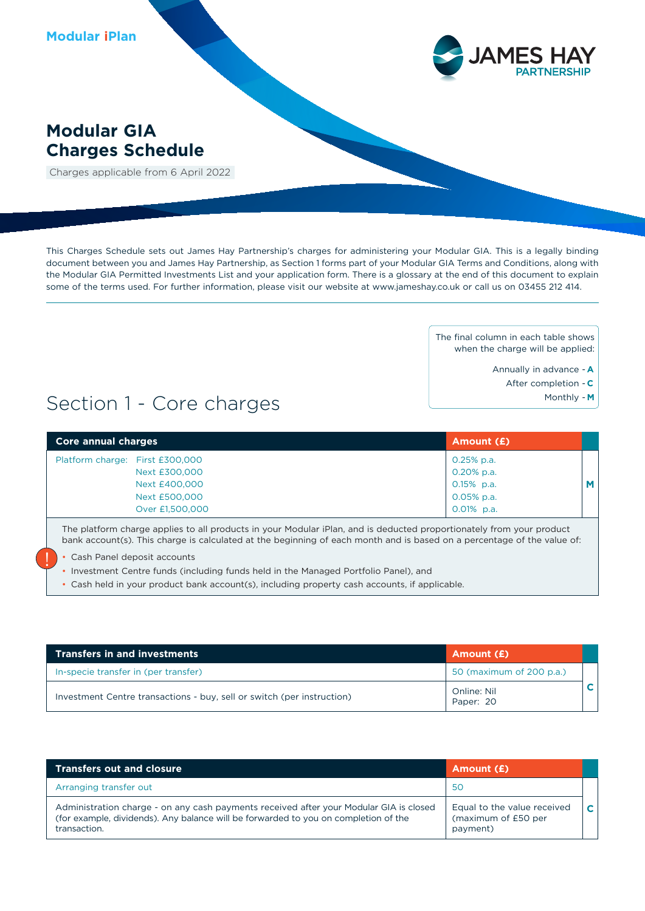Modular iPlan

JAMES HAY PARTNERSHIP

# Modular GIA Charges Schedule

Charges applicable from 6 April 2022

This Charges Schedule sets out James Hay Partnership's charges for administering your Modular GIA. This is a legally binding document between you and James Hay Partnership, as Section 1 forms part of your Modular GIA Terms and Conditions, along with the Modular GIA Permitted Investments List and your application form. There is a glossary at the end of this document to explain some of the terms used. For further information, please visit our website at www.jameshay.co.uk or call us on 03455 212 414.

The final column in each table shows when the charge will be applied:

- Annually in advance - **A**
- After completion - **C**
- Monthly - **M**

## Section 1 - Core charges

| Core annual charges | Amount (£) | |
|---|---|---|
| Platform charge: First £300,000 | 0.25% p.a. | M |
| Next £300,000 | 0.20% p.a. | |
| Next £400,000 | 0.15% p.a. | |
| Next £500,000 | 0.05% p.a. | |
| Over £1,500,000 | 0.01% p.a. | |

The platform charge applies to all products in your Modular iPlan, and is deducted proportionately from your product bank account(s). This charge is calculated at the beginning of each month and is based on a percentage of the value of:

- Cash Panel deposit accounts
- Investment Centre funds (including funds held in the Managed Portfolio Panel), and
- Cash held in your product bank account(s), including property cash accounts, if applicable.

| Transfers in and investments | Amount (£) | |
|---|---|---|
| In-specie transfer in (per transfer) | 50 (maximum of 200 p.a.) | C |
| Investment Centre transactions - buy, sell or switch (per instruction) | Online: Nil<br>Paper: 20 | |

| Transfers out and closure | Amount (£) | |
|---|---|---|
| Arranging transfer out | 50 | C |
| Administration charge - on any cash payments received after your Modular GIA is closed (for example, dividends). Any balance will be forwarded to you on completion of the transaction. | Equal to the value received (maximum of £50 per payment) | |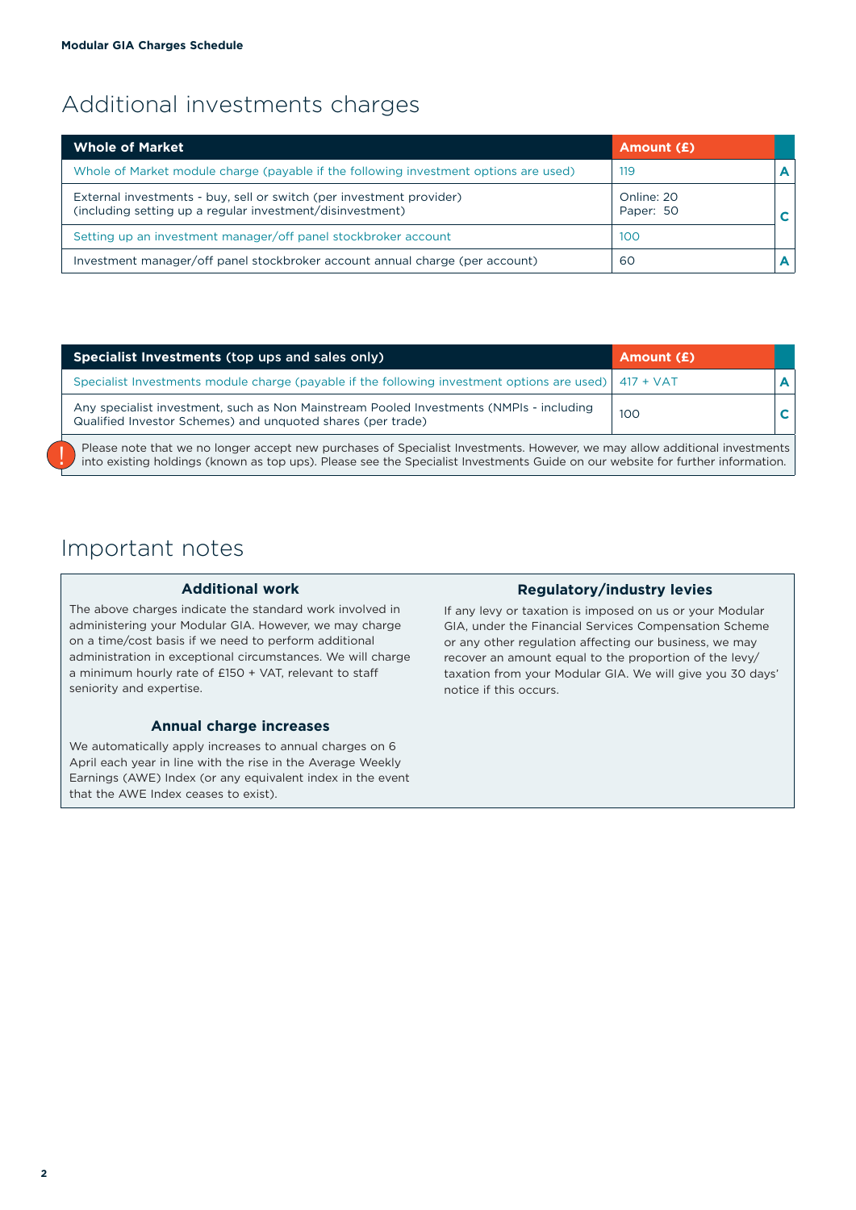# Additional investments charges

| Whole of Market | Amount (£) | |
|---|---|---|
| Whole of Market module charge (payable if the following investment options are used) | 119 | A |
| External investments - buy, sell or switch (per investment provider) (including setting up a regular investment/disinvestment) | Online: 20<br>Paper: 50 | C |
| Setting up an investment manager/off panel stockbroker account | 100 | |
| Investment manager/off panel stockbroker account annual charge (per account) | 60 | A |

| **Specialist Investments** (top ups and sales only) | Amount (£) | |
|---|---|---|
| Specialist Investments module charge (payable if the following investment options are used) | 417 + VAT | A |
| Any specialist investment, such as Non Mainstream Pooled Investments (NMPIs - including Qualified Investor Schemes) and unquoted shares (per trade) | 100 | C |

Please note that we no longer accept new purchases of Specialist Investments. However, we may allow additional investments into existing holdings (known as top ups). Please see the Specialist Investments Guide on our website for further information.

# Important notes

### Additional work

The above charges indicate the standard work involved in administering your Modular GIA. However, we may charge on a time/cost basis if we need to perform additional administration in exceptional circumstances. We will charge a minimum hourly rate of £150 + VAT, relevant to staff seniority and expertise.

### Annual charge increases

We automatically apply increases to annual charges on 6 April each year in line with the rise in the Average Weekly Earnings (AWE) Index (or any equivalent index in the event that the AWE Index ceases to exist).

### Regulatory/industry levies

If any levy or taxation is imposed on us or your Modular GIA, under the Financial Services Compensation Scheme or any other regulation affecting our business, we may recover an amount equal to the proportion of the levy/taxation from your Modular GIA. We will give you 30 days' notice if this occurs.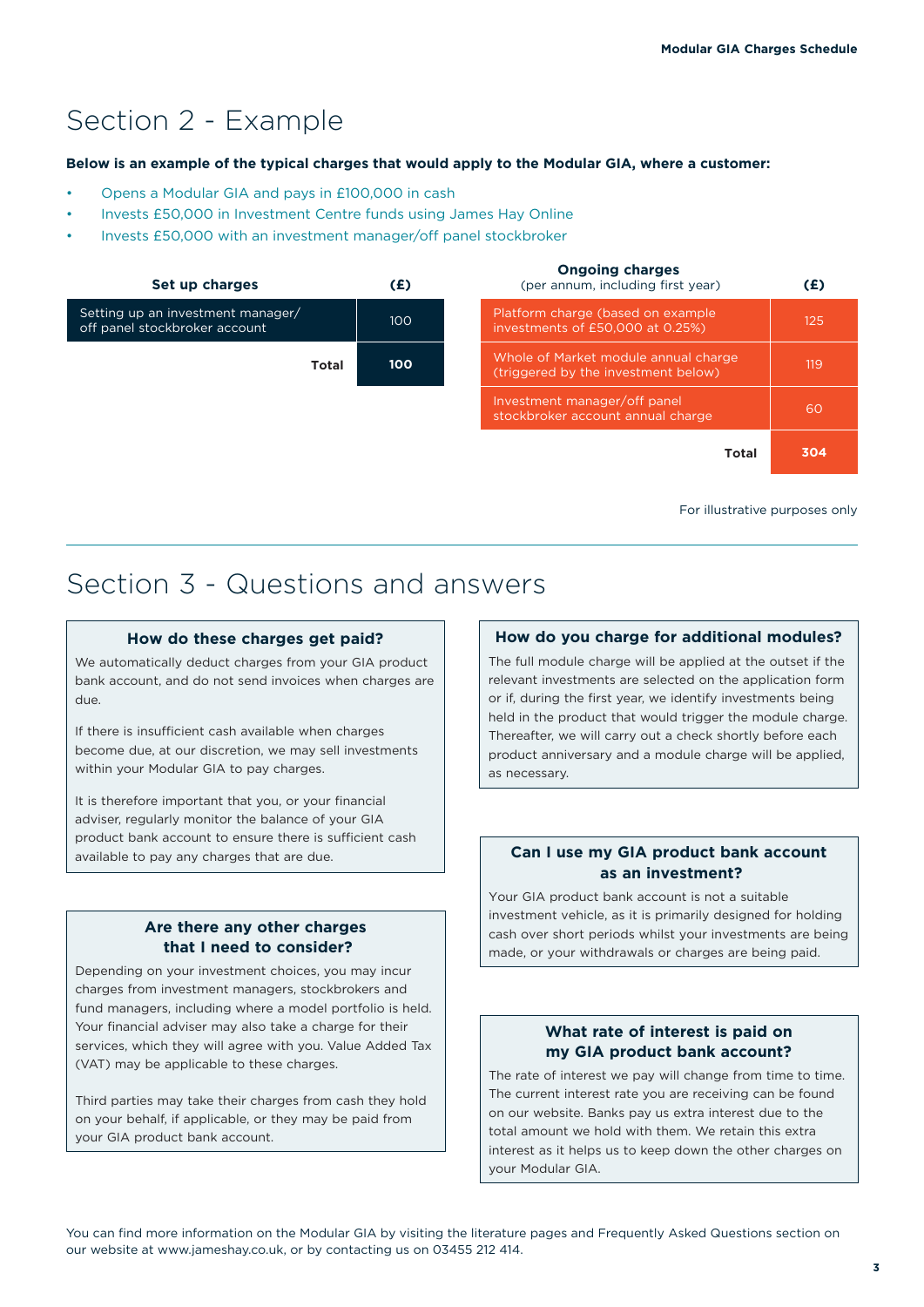# Section 2 - Example

**Below is an example of the typical charges that would apply to the Modular GIA, where a customer:**

- Opens a Modular GIA and pays in £100,000 in cash
- Invests £50,000 in Investment Centre funds using James Hay Online
- Invests £50,000 with an investment manager/off panel stockbroker

| Set up charges | (£) |
|---|---|
| Setting up an investment manager/ off panel stockbroker account | 100 |
| **Total** | **100** |

| Ongoing charges (per annum, including first year) | (£) |
|---|---|
| Platform charge (based on example investments of £50,000 at 0.25%) | 125 |
| Whole of Market module annual charge (triggered by the investment below) | 119 |
| Investment manager/off panel stockbroker account annual charge | 60 |
| **Total** | **304** |

For illustrative purposes only

# Section 3 - Questions and answers

### How do these charges get paid?

We automatically deduct charges from your GIA product bank account, and do not send invoices when charges are due.

If there is insufficient cash available when charges become due, at our discretion, we may sell investments within your Modular GIA to pay charges.

It is therefore important that you, or your financial adviser, regularly monitor the balance of your GIA product bank account to ensure there is sufficient cash available to pay any charges that are due.

### Are there any other charges that I need to consider?

Depending on your investment choices, you may incur charges from investment managers, stockbrokers and fund managers, including where a model portfolio is held. Your financial adviser may also take a charge for their services, which they will agree with you. Value Added Tax (VAT) may be applicable to these charges.

Third parties may take their charges from cash they hold on your behalf, if applicable, or they may be paid from your GIA product bank account.

### How do you charge for additional modules?

The full module charge will be applied at the outset if the relevant investments are selected on the application form or if, during the first year, we identify investments being held in the product that would trigger the module charge. Thereafter, we will carry out a check shortly before each product anniversary and a module charge will be applied, as necessary.

### Can I use my GIA product bank account as an investment?

Your GIA product bank account is not a suitable investment vehicle, as it is primarily designed for holding cash over short periods whilst your investments are being made, or your withdrawals or charges are being paid.

### What rate of interest is paid on my GIA product bank account?

The rate of interest we pay will change from time to time. The current interest rate you are receiving can be found on our website. Banks pay us extra interest due to the total amount we hold with them. We retain this extra interest as it helps us to keep down the other charges on your Modular GIA.

You can find more information on the Modular GIA by visiting the literature pages and Frequently Asked Questions section on our website at www.jameshay.co.uk, or by contacting us on 03455 212 414.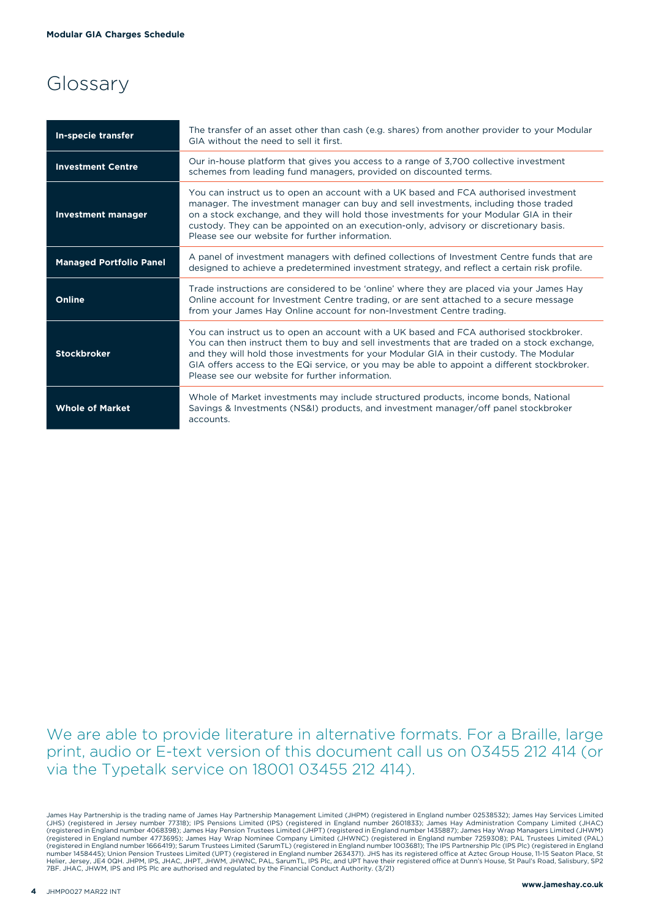# Glossary

| | |
|---|---|
| **In-specie transfer** | The transfer of an asset other than cash (e.g. shares) from another provider to your Modular GIA without the need to sell it first. |
| **Investment Centre** | Our in-house platform that gives you access to a range of 3,700 collective investment schemes from leading fund managers, provided on discounted terms. |
| **Investment manager** | You can instruct us to open an account with a UK based and FCA authorised investment manager. The investment manager can buy and sell investments, including those traded on a stock exchange, and they will hold those investments for your Modular GIA in their custody. They can be appointed on an execution-only, advisory or discretionary basis. Please see our website for further information. |
| **Managed Portfolio Panel** | A panel of investment managers with defined collections of Investment Centre funds that are designed to achieve a predetermined investment strategy, and reflect a certain risk profile. |
| **Online** | Trade instructions are considered to be 'online' where they are placed via your James Hay Online account for Investment Centre trading, or are sent attached to a secure message from your James Hay Online account for non-Investment Centre trading. |
| **Stockbroker** | You can instruct us to open an account with a UK based and FCA authorised stockbroker. You can then instruct them to buy and sell investments that are traded on a stock exchange, and they will hold those investments for your Modular GIA in their custody. The Modular GIA offers access to the EQi service, or you may be able to appoint a different stockbroker. Please see our website for further information. |
| **Whole of Market** | Whole of Market investments may include structured products, income bonds, National Savings & Investments (NS&I) products, and investment manager/off panel stockbroker accounts. |

We are able to provide literature in alternative formats. For a Braille, large print, audio or E-text version of this document call us on 03455 212 414 (or via the Typetalk service on 18001 03455 212 414).

James Hay Partnership is the trading name of James Hay Partnership Management Limited (JHPM) (registered in England number 02538532); James Hay Services Limited (JHS) (registered in Jersey number 77318); IPS Pensions Limited (IPS) (registered in England number 2601833); James Hay Administration Company Limited (JHAC) (registered in England number 4068398); James Hay Pension Trustees Limited (JHPT) (registered in England number 1435887); James Hay Wrap Managers Limited (JHWM) (registered in England number 4773695); James Hay Wrap Nominee Company Limited (JHWNC) (registered in England number 7259308); PAL Trustees Limited (PAL) (registered in England number 1666419); Sarum Trustees Limited (SarumTL) (registered in England number 1003681); The IPS Partnership Plc (IPS Plc) (registered in England number 1458445); Union Pension Trustees Limited (UPT) (registered in England number 2634371). JHS has its registered office at Aztec Group House, 11-15 Seaton Place, St Helier, Jersey, JE4 0QH. JHPM, IPS, JHAC, JHPT, JHWM, JHWNC, PAL, SarumTL, IPS Plc, and UPT have their registered office at Dunn's House, St Paul's Road, Salisbury, SP2 7BF. JHAC, JHWM, IPS and IPS Plc are authorised and regulated by the Financial Conduct Authority. (3/21)

JHMP0027 MAR22 INT

www.jameshay.co.uk